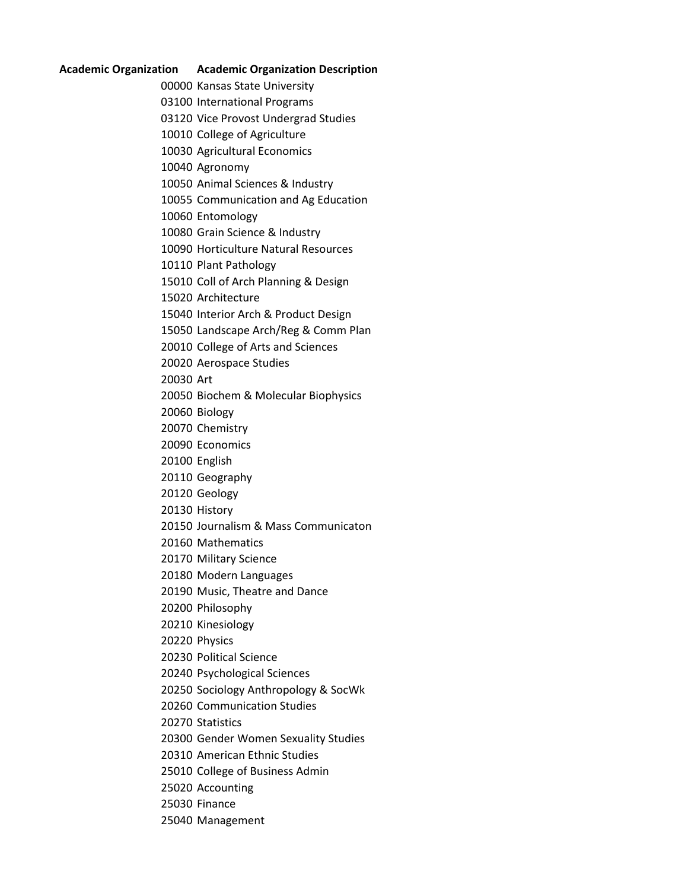| Academic Organization | Academic Organization Description |
| --- | --- |
| 00000 | Kansas State University |
| 03100 | International Programs |
| 03120 | Vice Provost Undergrad Studies |
| 10010 | College of Agriculture |
| 10030 | Agricultural Economics |
| 10040 | Agronomy |
| 10050 | Animal Sciences & Industry |
| 10055 | Communication and Ag Education |
| 10060 | Entomology |
| 10080 | Grain Science & Industry |
| 10090 | Horticulture Natural Resources |
| 10110 | Plant Pathology |
| 15010 | Coll of Arch Planning & Design |
| 15020 | Architecture |
| 15040 | Interior Arch & Product Design |
| 15050 | Landscape Arch/Reg & Comm Plan |
| 20010 | College of Arts and Sciences |
| 20020 | Aerospace Studies |
| 20030 | Art |
| 20050 | Biochem & Molecular Biophysics |
| 20060 | Biology |
| 20070 | Chemistry |
| 20090 | Economics |
| 20100 | English |
| 20110 | Geography |
| 20120 | Geology |
| 20130 | History |
| 20150 | Journalism & Mass Communicaton |
| 20160 | Mathematics |
| 20170 | Military Science |
| 20180 | Modern Languages |
| 20190 | Music, Theatre and Dance |
| 20200 | Philosophy |
| 20210 | Kinesiology |
| 20220 | Physics |
| 20230 | Political Science |
| 20240 | Psychological Sciences |
| 20250 | Sociology Anthropology & SocWk |
| 20260 | Communication Studies |
| 20270 | Statistics |
| 20300 | Gender Women Sexuality Studies |
| 20310 | American Ethnic Studies |
| 25010 | College of Business Admin |
| 25020 | Accounting |
| 25030 | Finance |
| 25040 | Management |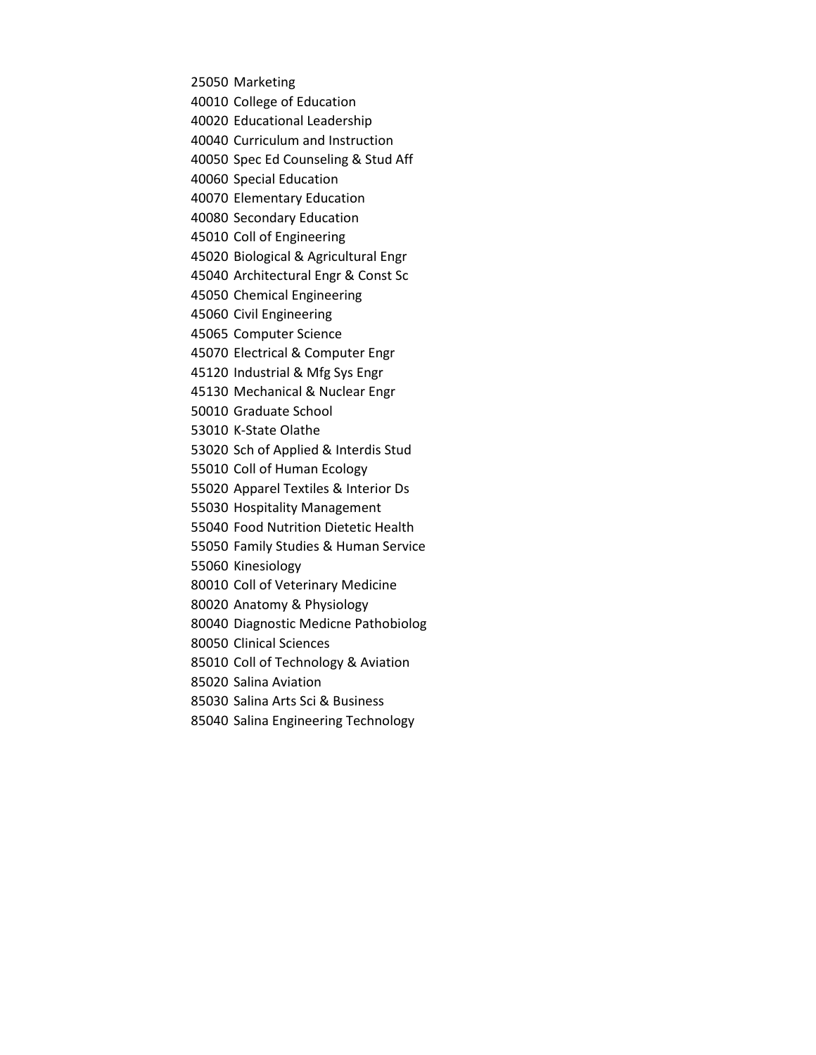25050 Marketing
40010 College of Education
40020 Educational Leadership
40040 Curriculum and Instruction
40050 Spec Ed Counseling & Stud Aff
40060 Special Education
40070 Elementary Education
40080 Secondary Education
45010 Coll of Engineering
45020 Biological & Agricultural Engr
45040 Architectural Engr & Const Sc
45050 Chemical Engineering
45060 Civil Engineering
45065 Computer Science
45070 Electrical & Computer Engr
45120 Industrial & Mfg Sys Engr
45130 Mechanical & Nuclear Engr
50010 Graduate School
53010 K-State Olathe
53020 Sch of Applied & Interdis Stud
55010 Coll of Human Ecology
55020 Apparel Textiles & Interior Ds
55030 Hospitality Management
55040 Food Nutrition Dietetic Health
55050 Family Studies & Human Service
55060 Kinesiology
80010 Coll of Veterinary Medicine
80020 Anatomy & Physiology
80040 Diagnostic Medicne Pathobiolog
80050 Clinical Sciences
85010 Coll of Technology & Aviation
85020 Salina Aviation
85030 Salina Arts Sci & Business
85040 Salina Engineering Technology